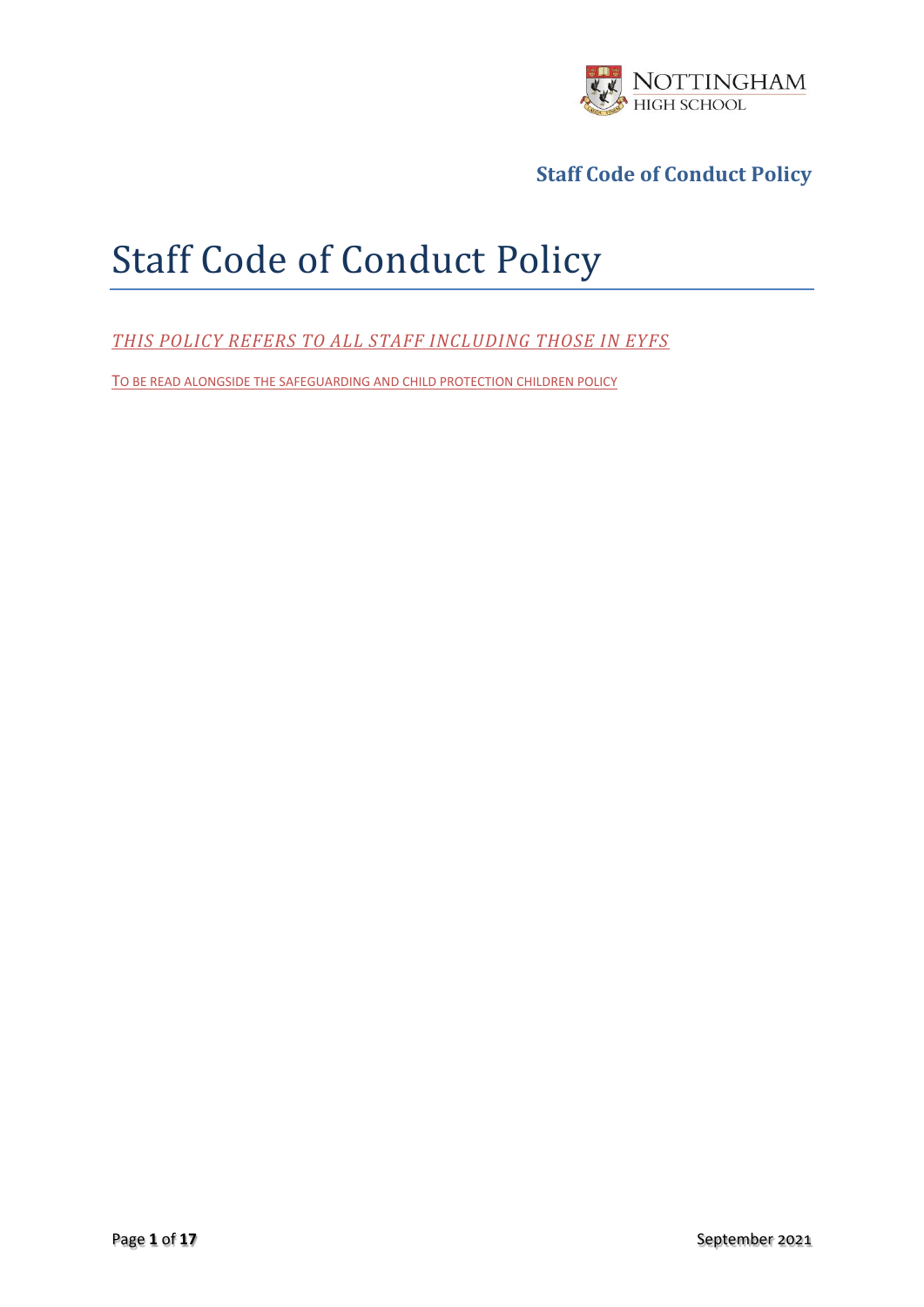# Staff Code of Conduct Policy

*THIS POLICY REFERS TO ALL STAFF INCLUDING THOSE IN EYFS*

TO BE READ ALONGSIDE THE SAFEGUARDING AND CHILD PROTECTION CHILDREN POLICY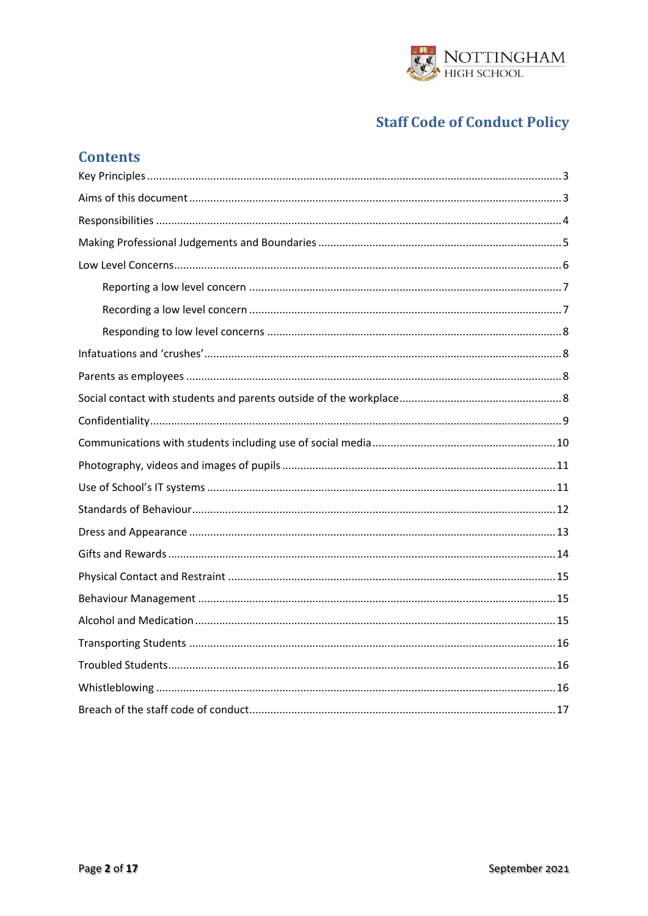# Staff Code of Conduct Policy

## Contents

Key Principles ..... 3

Aims of this document ..... 3

Responsibilities ..... 4

Making Professional Judgements and Boundaries ..... 5

Low Level Concerns ..... 6

- Reporting a low level concern ..... 7
- Recording a low level concern ..... 7
- Responding to low level concerns ..... 8

Infatuations and 'crushes' ..... 8

Parents as employees ..... 8

Social contact with students and parents outside of the workplace ..... 8

Confidentiality ..... 9

Communications with students including use of social media ..... 10

Photography, videos and images of pupils ..... 11

Use of School's IT systems ..... 11

Standards of Behaviour ..... 12

Dress and Appearance ..... 13

Gifts and Rewards ..... 14

Physical Contact and Restraint ..... 15

Behaviour Management ..... 15

Alcohol and Medication ..... 15

Transporting Students ..... 16

Troubled Students ..... 16

Whistleblowing ..... 16

Breach of the staff code of conduct ..... 17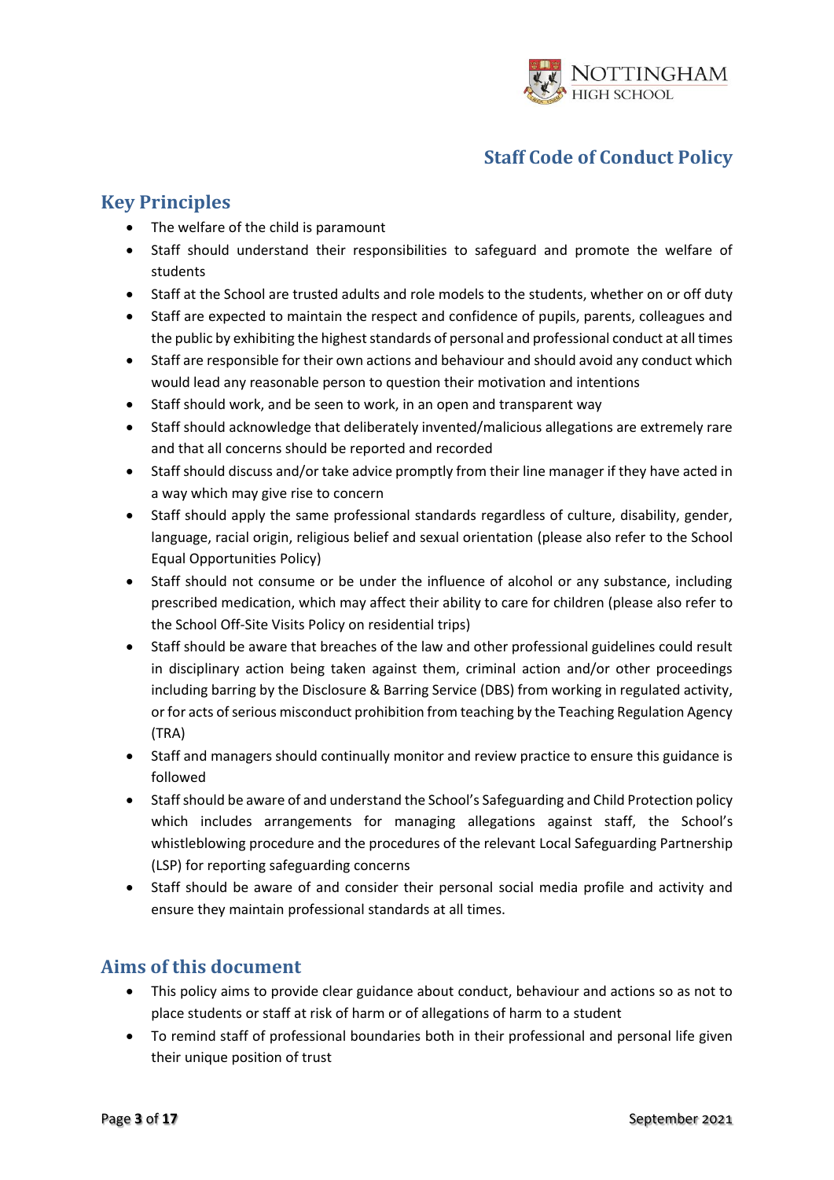# Staff Code of Conduct Policy

## Key Principles

- The welfare of the child is paramount
- Staff should understand their responsibilities to safeguard and promote the welfare of students
- Staff at the School are trusted adults and role models to the students, whether on or off duty
- Staff are expected to maintain the respect and confidence of pupils, parents, colleagues and the public by exhibiting the highest standards of personal and professional conduct at all times
- Staff are responsible for their own actions and behaviour and should avoid any conduct which would lead any reasonable person to question their motivation and intentions
- Staff should work, and be seen to work, in an open and transparent way
- Staff should acknowledge that deliberately invented/malicious allegations are extremely rare and that all concerns should be reported and recorded
- Staff should discuss and/or take advice promptly from their line manager if they have acted in a way which may give rise to concern
- Staff should apply the same professional standards regardless of culture, disability, gender, language, racial origin, religious belief and sexual orientation (please also refer to the School Equal Opportunities Policy)
- Staff should not consume or be under the influence of alcohol or any substance, including prescribed medication, which may affect their ability to care for children (please also refer to the School Off-Site Visits Policy on residential trips)
- Staff should be aware that breaches of the law and other professional guidelines could result in disciplinary action being taken against them, criminal action and/or other proceedings including barring by the Disclosure & Barring Service (DBS) from working in regulated activity, or for acts of serious misconduct prohibition from teaching by the Teaching Regulation Agency (TRA)
- Staff and managers should continually monitor and review practice to ensure this guidance is followed
- Staff should be aware of and understand the School's Safeguarding and Child Protection policy which includes arrangements for managing allegations against staff, the School's whistleblowing procedure and the procedures of the relevant Local Safeguarding Partnership (LSP) for reporting safeguarding concerns
- Staff should be aware of and consider their personal social media profile and activity and ensure they maintain professional standards at all times.

## Aims of this document

- This policy aims to provide clear guidance about conduct, behaviour and actions so as not to place students or staff at risk of harm or of allegations of harm to a student
- To remind staff of professional boundaries both in their professional and personal life given their unique position of trust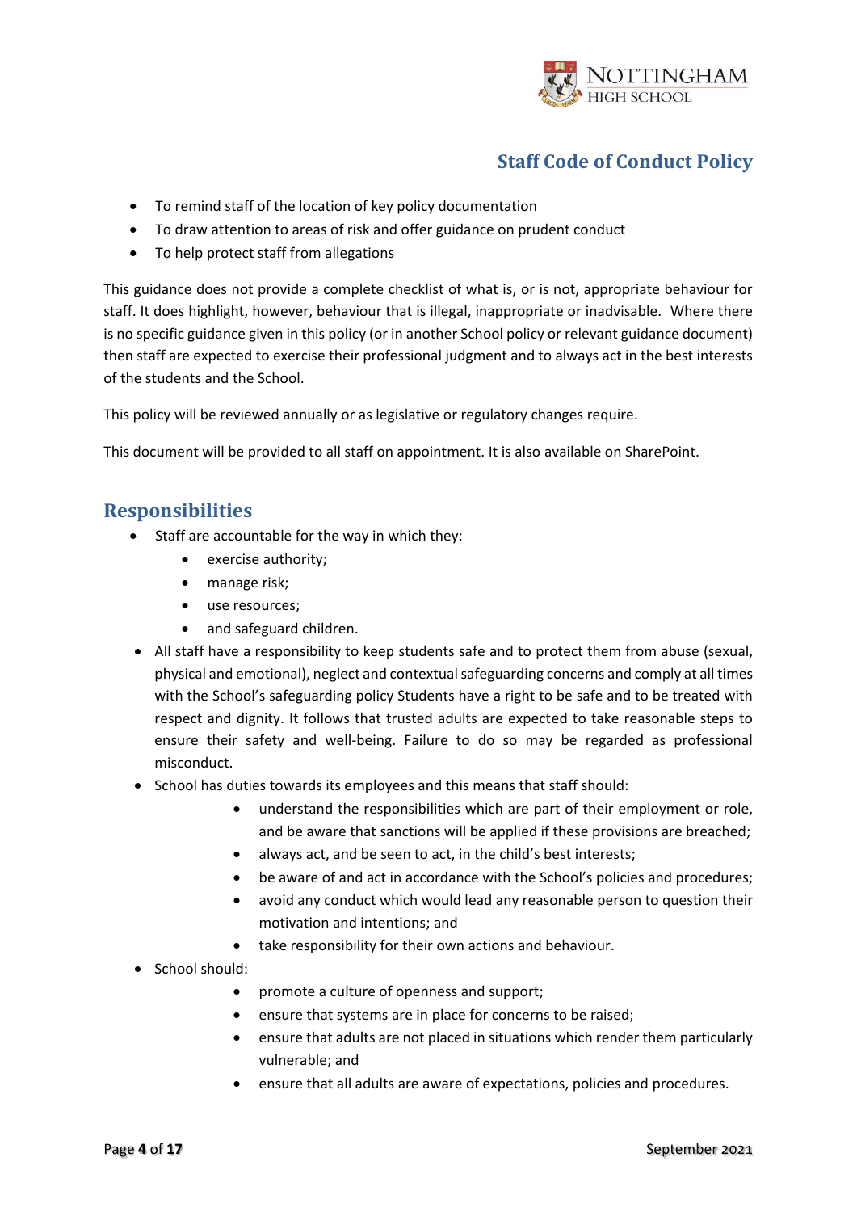- To remind staff of the location of key policy documentation
- To draw attention to areas of risk and offer guidance on prudent conduct
- To help protect staff from allegations

This guidance does not provide a complete checklist of what is, or is not, appropriate behaviour for staff. It does highlight, however, behaviour that is illegal, inappropriate or inadvisable. Where there is no specific guidance given in this policy (or in another School policy or relevant guidance document) then staff are expected to exercise their professional judgment and to always act in the best interests of the students and the School.

This policy will be reviewed annually or as legislative or regulatory changes require.

This document will be provided to all staff on appointment. It is also available on SharePoint.

## Responsibilities

- Staff are accountable for the way in which they:
  - exercise authority;
  - manage risk;
  - use resources;
  - and safeguard children.
- All staff have a responsibility to keep students safe and to protect them from abuse (sexual, physical and emotional), neglect and contextual safeguarding concerns and comply at all times with the School's safeguarding policy Students have a right to be safe and to be treated with respect and dignity. It follows that trusted adults are expected to take reasonable steps to ensure their safety and well-being. Failure to do so may be regarded as professional misconduct.
- School has duties towards its employees and this means that staff should:
  - understand the responsibilities which are part of their employment or role, and be aware that sanctions will be applied if these provisions are breached;
  - always act, and be seen to act, in the child's best interests;
  - be aware of and act in accordance with the School's policies and procedures;
  - avoid any conduct which would lead any reasonable person to question their motivation and intentions; and
  - take responsibility for their own actions and behaviour.
- School should:
  - promote a culture of openness and support;
  - ensure that systems are in place for concerns to be raised;
  - ensure that adults are not placed in situations which render them particularly vulnerable; and
  - ensure that all adults are aware of expectations, policies and procedures.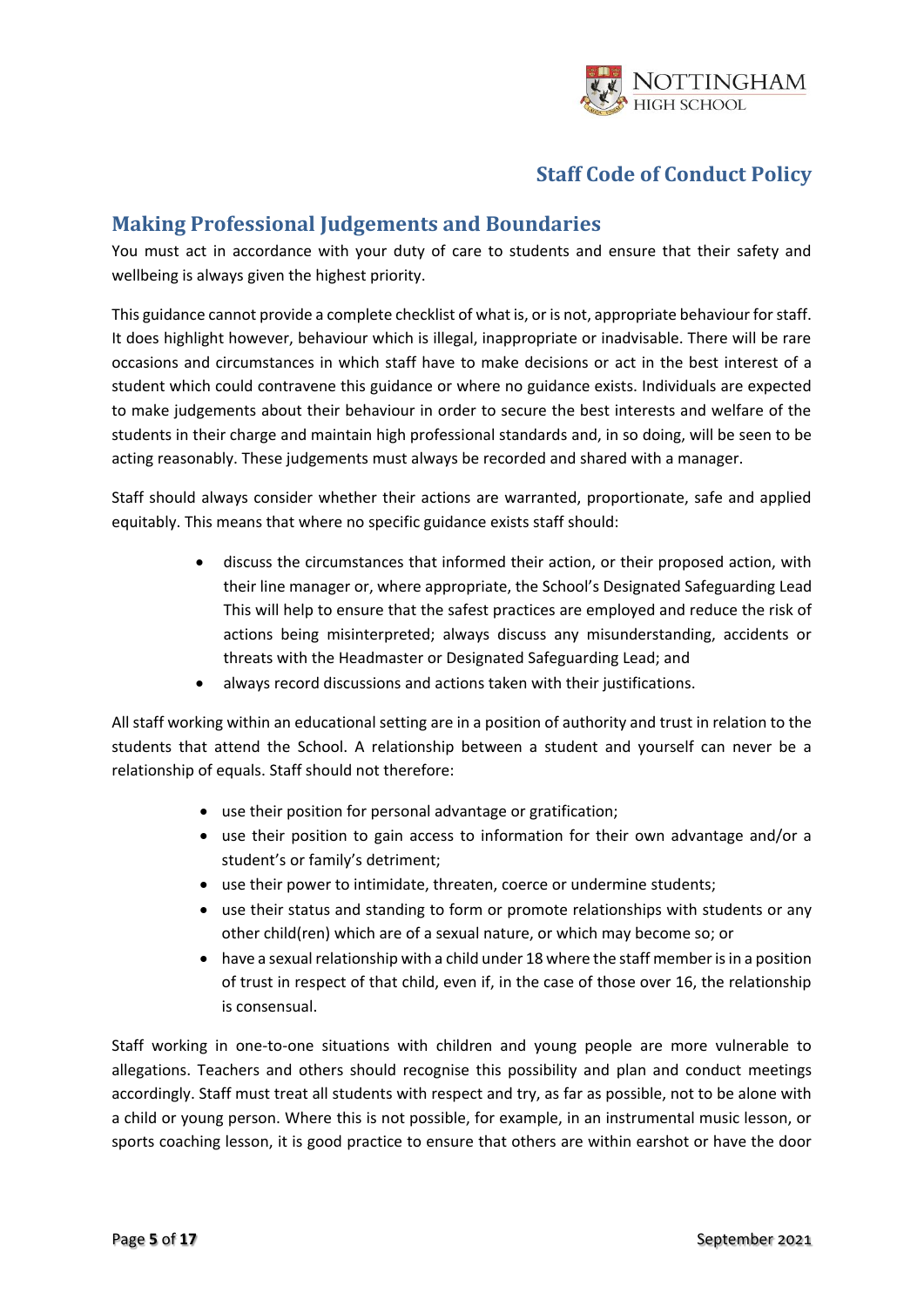## Making Professional Judgements and Boundaries

You must act in accordance with your duty of care to students and ensure that their safety and wellbeing is always given the highest priority.

This guidance cannot provide a complete checklist of what is, or is not, appropriate behaviour for staff. It does highlight however, behaviour which is illegal, inappropriate or inadvisable. There will be rare occasions and circumstances in which staff have to make decisions or act in the best interest of a student which could contravene this guidance or where no guidance exists. Individuals are expected to make judgements about their behaviour in order to secure the best interests and welfare of the students in their charge and maintain high professional standards and, in so doing, will be seen to be acting reasonably. These judgements must always be recorded and shared with a manager.

Staff should always consider whether their actions are warranted, proportionate, safe and applied equitably. This means that where no specific guidance exists staff should:

- discuss the circumstances that informed their action, or their proposed action, with their line manager or, where appropriate, the School's Designated Safeguarding Lead This will help to ensure that the safest practices are employed and reduce the risk of actions being misinterpreted; always discuss any misunderstanding, accidents or threats with the Headmaster or Designated Safeguarding Lead; and
- always record discussions and actions taken with their justifications.

All staff working within an educational setting are in a position of authority and trust in relation to the students that attend the School. A relationship between a student and yourself can never be a relationship of equals. Staff should not therefore:

- use their position for personal advantage or gratification;
- use their position to gain access to information for their own advantage and/or a student's or family's detriment;
- use their power to intimidate, threaten, coerce or undermine students;
- use their status and standing to form or promote relationships with students or any other child(ren) which are of a sexual nature, or which may become so; or
- have a sexual relationship with a child under 18 where the staff member is in a position of trust in respect of that child, even if, in the case of those over 16, the relationship is consensual.

Staff working in one-to-one situations with children and young people are more vulnerable to allegations. Teachers and others should recognise this possibility and plan and conduct meetings accordingly. Staff must treat all students with respect and try, as far as possible, not to be alone with a child or young person. Where this is not possible, for example, in an instrumental music lesson, or sports coaching lesson, it is good practice to ensure that others are within earshot or have the door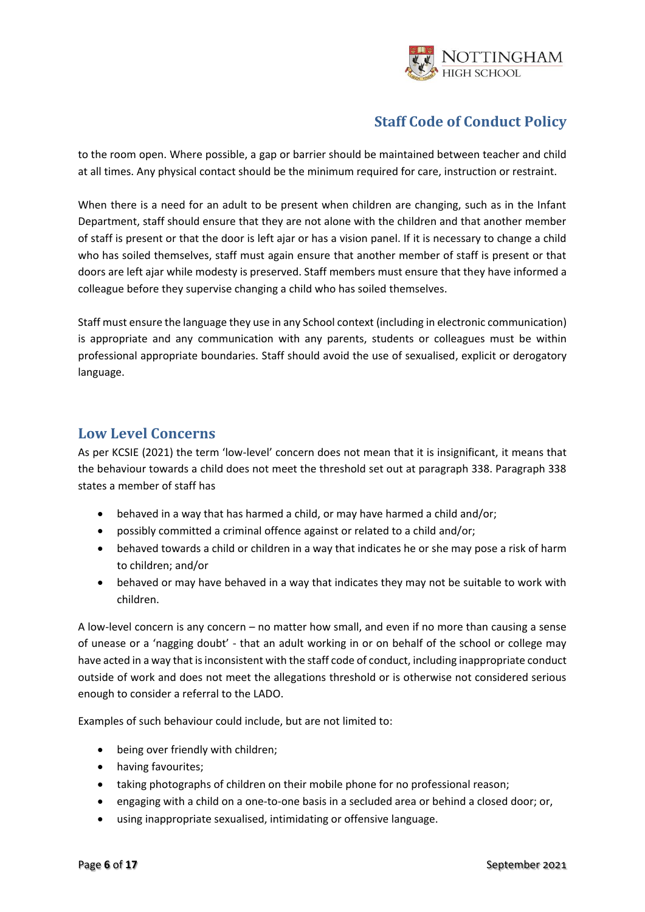to the room open. Where possible, a gap or barrier should be maintained between teacher and child at all times. Any physical contact should be the minimum required for care, instruction or restraint.

When there is a need for an adult to be present when children are changing, such as in the Infant Department, staff should ensure that they are not alone with the children and that another member of staff is present or that the door is left ajar or has a vision panel. If it is necessary to change a child who has soiled themselves, staff must again ensure that another member of staff is present or that doors are left ajar while modesty is preserved. Staff members must ensure that they have informed a colleague before they supervise changing a child who has soiled themselves.

Staff must ensure the language they use in any School context (including in electronic communication) is appropriate and any communication with any parents, students or colleagues must be within professional appropriate boundaries. Staff should avoid the use of sexualised, explicit or derogatory language.

## Low Level Concerns

As per KCSIE (2021) the term 'low-level' concern does not mean that it is insignificant, it means that the behaviour towards a child does not meet the threshold set out at paragraph 338. Paragraph 338 states a member of staff has

- behaved in a way that has harmed a child, or may have harmed a child and/or;
- possibly committed a criminal offence against or related to a child and/or;
- behaved towards a child or children in a way that indicates he or she may pose a risk of harm to children; and/or
- behaved or may have behaved in a way that indicates they may not be suitable to work with children.

A low-level concern is any concern – no matter how small, and even if no more than causing a sense of unease or a 'nagging doubt' - that an adult working in or on behalf of the school or college may have acted in a way that is inconsistent with the staff code of conduct, including inappropriate conduct outside of work and does not meet the allegations threshold or is otherwise not considered serious enough to consider a referral to the LADO.

Examples of such behaviour could include, but are not limited to:

- being over friendly with children;
- having favourites;
- taking photographs of children on their mobile phone for no professional reason;
- engaging with a child on a one-to-one basis in a secluded area or behind a closed door; or,
- using inappropriate sexualised, intimidating or offensive language.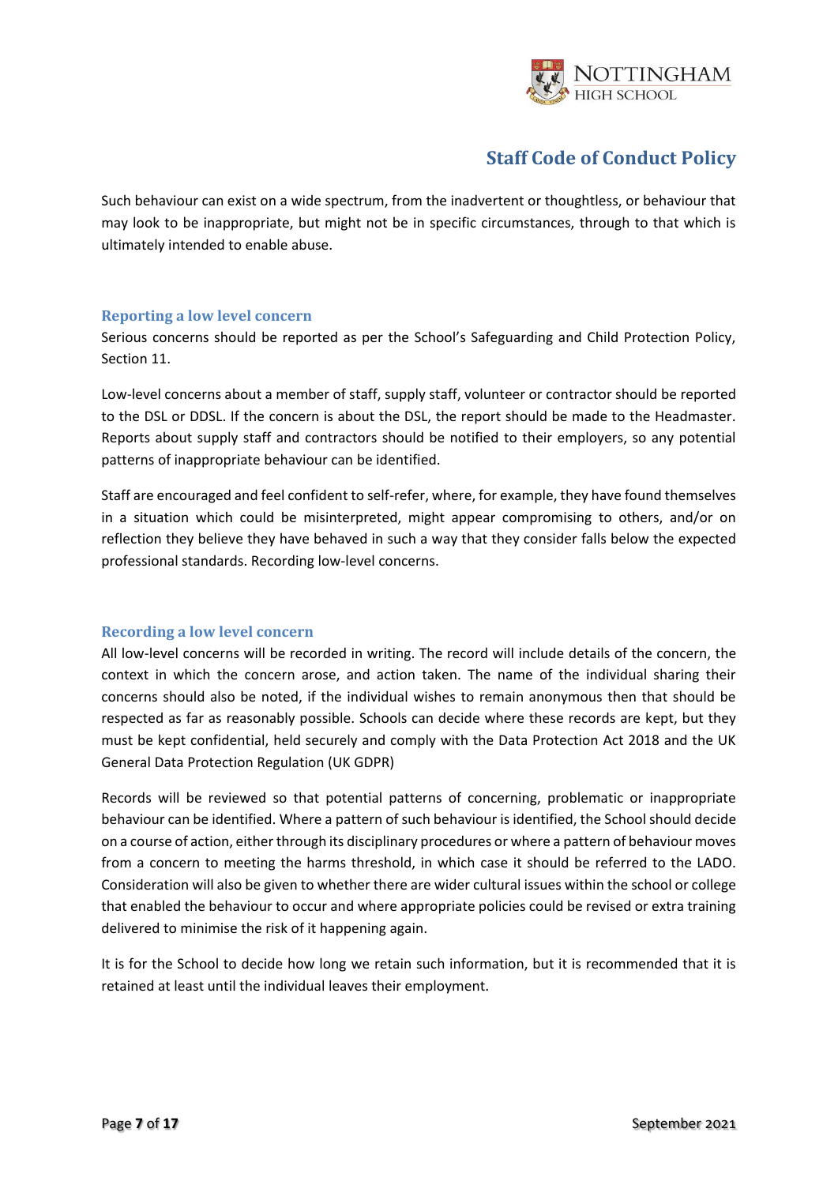Such behaviour can exist on a wide spectrum, from the inadvertent or thoughtless, or behaviour that may look to be inappropriate, but might not be in specific circumstances, through to that which is ultimately intended to enable abuse.

### Reporting a low level concern

Serious concerns should be reported as per the School's Safeguarding and Child Protection Policy, Section 11.

Low-level concerns about a member of staff, supply staff, volunteer or contractor should be reported to the DSL or DDSL. If the concern is about the DSL, the report should be made to the Headmaster. Reports about supply staff and contractors should be notified to their employers, so any potential patterns of inappropriate behaviour can be identified.

Staff are encouraged and feel confident to self-refer, where, for example, they have found themselves in a situation which could be misinterpreted, might appear compromising to others, and/or on reflection they believe they have behaved in such a way that they consider falls below the expected professional standards. Recording low-level concerns.

### Recording a low level concern

All low-level concerns will be recorded in writing. The record will include details of the concern, the context in which the concern arose, and action taken. The name of the individual sharing their concerns should also be noted, if the individual wishes to remain anonymous then that should be respected as far as reasonably possible. Schools can decide where these records are kept, but they must be kept confidential, held securely and comply with the Data Protection Act 2018 and the UK General Data Protection Regulation (UK GDPR)

Records will be reviewed so that potential patterns of concerning, problematic or inappropriate behaviour can be identified. Where a pattern of such behaviour is identified, the School should decide on a course of action, either through its disciplinary procedures or where a pattern of behaviour moves from a concern to meeting the harms threshold, in which case it should be referred to the LADO. Consideration will also be given to whether there are wider cultural issues within the school or college that enabled the behaviour to occur and where appropriate policies could be revised or extra training delivered to minimise the risk of it happening again.

It is for the School to decide how long we retain such information, but it is recommended that it is retained at least until the individual leaves their employment.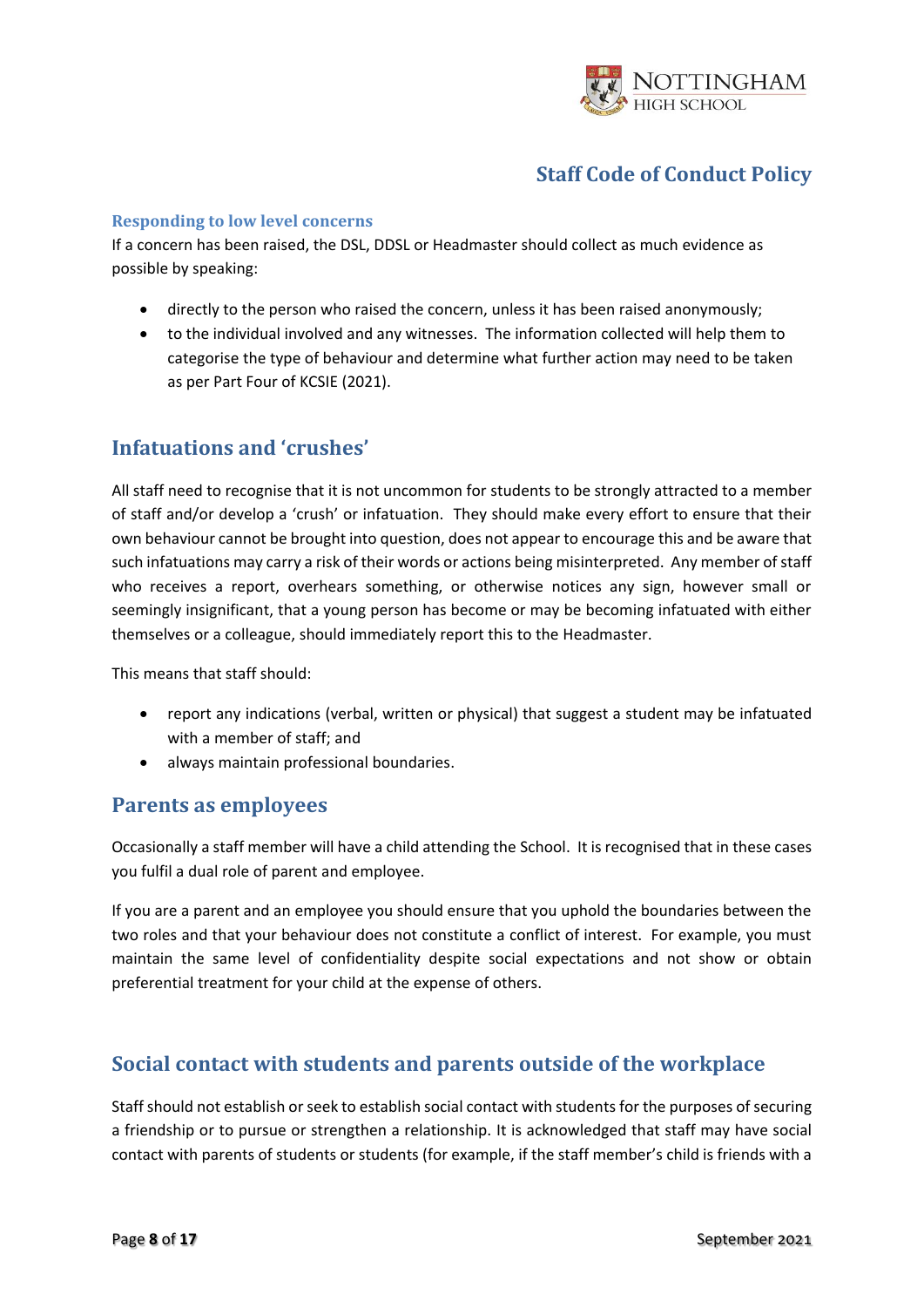### Responding to low level concerns

If a concern has been raised, the DSL, DDSL or Headmaster should collect as much evidence as possible by speaking:

- directly to the person who raised the concern, unless it has been raised anonymously;
- to the individual involved and any witnesses. The information collected will help them to categorise the type of behaviour and determine what further action may need to be taken as per Part Four of KCSIE (2021).

## Infatuations and 'crushes'

All staff need to recognise that it is not uncommon for students to be strongly attracted to a member of staff and/or develop a 'crush' or infatuation. They should make every effort to ensure that their own behaviour cannot be brought into question, does not appear to encourage this and be aware that such infatuations may carry a risk of their words or actions being misinterpreted. Any member of staff who receives a report, overhears something, or otherwise notices any sign, however small or seemingly insignificant, that a young person has become or may be becoming infatuated with either themselves or a colleague, should immediately report this to the Headmaster.

This means that staff should:

- report any indications (verbal, written or physical) that suggest a student may be infatuated with a member of staff; and
- always maintain professional boundaries.

## Parents as employees

Occasionally a staff member will have a child attending the School. It is recognised that in these cases you fulfil a dual role of parent and employee.

If you are a parent and an employee you should ensure that you uphold the boundaries between the two roles and that your behaviour does not constitute a conflict of interest. For example, you must maintain the same level of confidentiality despite social expectations and not show or obtain preferential treatment for your child at the expense of others.

## Social contact with students and parents outside of the workplace

Staff should not establish or seek to establish social contact with students for the purposes of securing a friendship or to pursue or strengthen a relationship. It is acknowledged that staff may have social contact with parents of students or students (for example, if the staff member's child is friends with a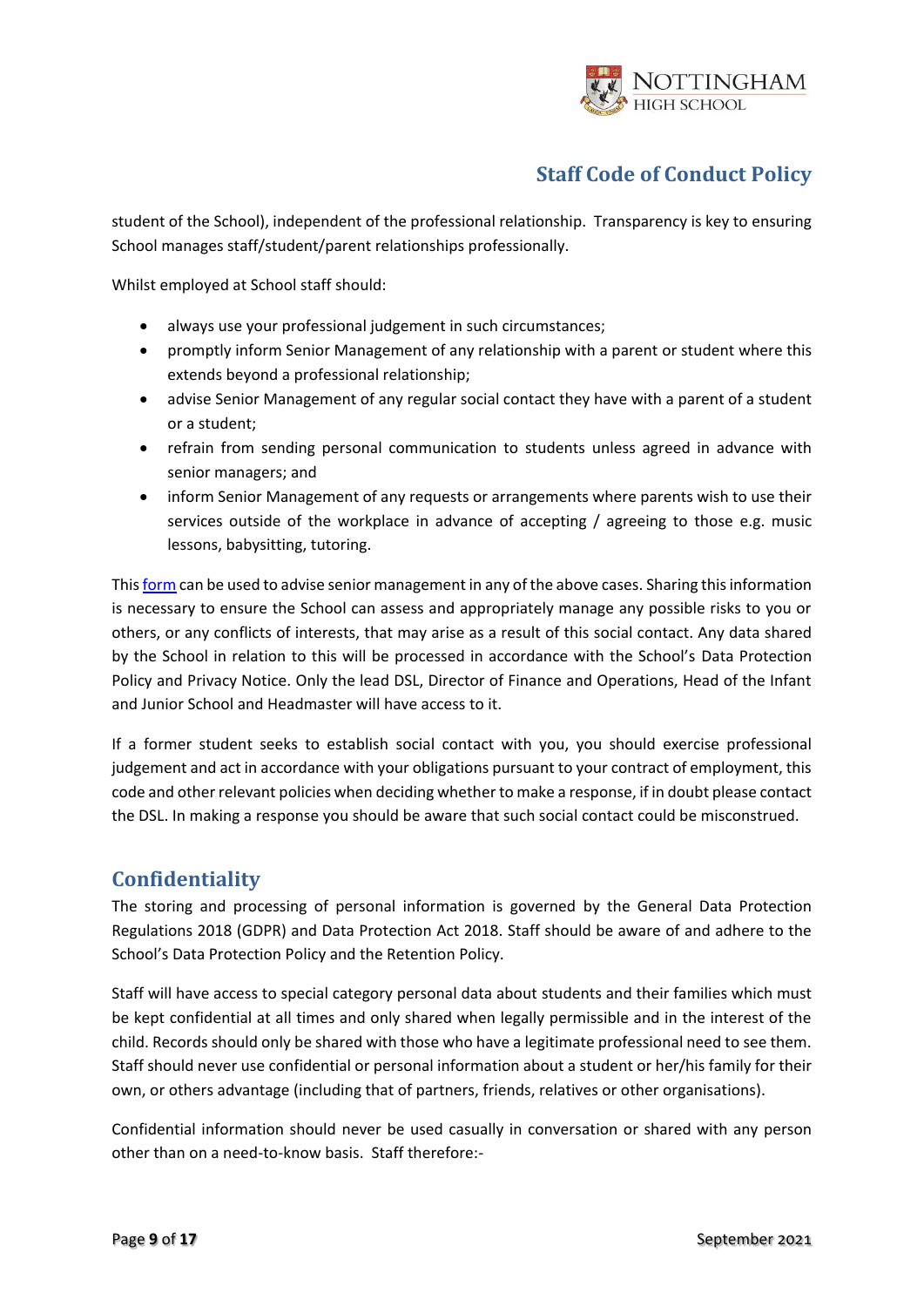student of the School), independent of the professional relationship. Transparency is key to ensuring School manages staff/student/parent relationships professionally.

Whilst employed at School staff should:

- always use your professional judgement in such circumstances;
- promptly inform Senior Management of any relationship with a parent or student where this extends beyond a professional relationship;
- advise Senior Management of any regular social contact they have with a parent of a student or a student;
- refrain from sending personal communication to students unless agreed in advance with senior managers; and
- inform Senior Management of any requests or arrangements where parents wish to use their services outside of the workplace in advance of accepting / agreeing to those e.g. music lessons, babysitting, tutoring.

This form can be used to advise senior management in any of the above cases. Sharing this information is necessary to ensure the School can assess and appropriately manage any possible risks to you or others, or any conflicts of interests, that may arise as a result of this social contact. Any data shared by the School in relation to this will be processed in accordance with the School's Data Protection Policy and Privacy Notice. Only the lead DSL, Director of Finance and Operations, Head of the Infant and Junior School and Headmaster will have access to it.

If a former student seeks to establish social contact with you, you should exercise professional judgement and act in accordance with your obligations pursuant to your contract of employment, this code and other relevant policies when deciding whether to make a response, if in doubt please contact the DSL. In making a response you should be aware that such social contact could be misconstrued.

## Confidentiality

The storing and processing of personal information is governed by the General Data Protection Regulations 2018 (GDPR) and Data Protection Act 2018. Staff should be aware of and adhere to the School's Data Protection Policy and the Retention Policy.

Staff will have access to special category personal data about students and their families which must be kept confidential at all times and only shared when legally permissible and in the interest of the child. Records should only be shared with those who have a legitimate professional need to see them. Staff should never use confidential or personal information about a student or her/his family for their own, or others advantage (including that of partners, friends, relatives or other organisations).

Confidential information should never be used casually in conversation or shared with any person other than on a need-to-know basis. Staff therefore:-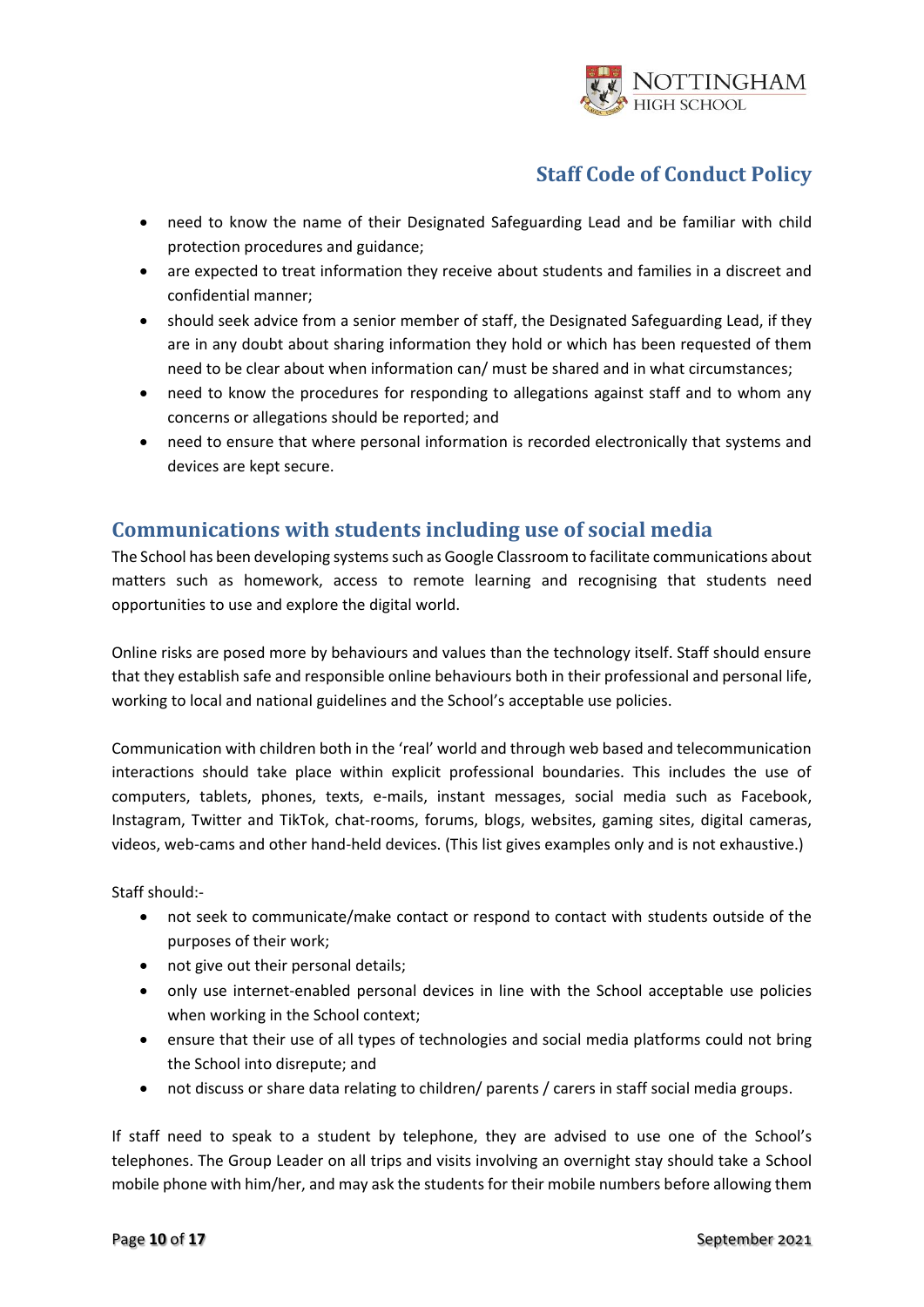- need to know the name of their Designated Safeguarding Lead and be familiar with child protection procedures and guidance;
- are expected to treat information they receive about students and families in a discreet and confidential manner;
- should seek advice from a senior member of staff, the Designated Safeguarding Lead, if they are in any doubt about sharing information they hold or which has been requested of them need to be clear about when information can/ must be shared and in what circumstances;
- need to know the procedures for responding to allegations against staff and to whom any concerns or allegations should be reported; and
- need to ensure that where personal information is recorded electronically that systems and devices are kept secure.

## Communications with students including use of social media

The School has been developing systems such as Google Classroom to facilitate communications about matters such as homework, access to remote learning and recognising that students need opportunities to use and explore the digital world.

Online risks are posed more by behaviours and values than the technology itself. Staff should ensure that they establish safe and responsible online behaviours both in their professional and personal life, working to local and national guidelines and the School's acceptable use policies.

Communication with children both in the 'real' world and through web based and telecommunication interactions should take place within explicit professional boundaries. This includes the use of computers, tablets, phones, texts, e-mails, instant messages, social media such as Facebook, Instagram, Twitter and TikTok, chat-rooms, forums, blogs, websites, gaming sites, digital cameras, videos, web-cams and other hand-held devices. (This list gives examples only and is not exhaustive.)

Staff should:-

- not seek to communicate/make contact or respond to contact with students outside of the purposes of their work;
- not give out their personal details;
- only use internet-enabled personal devices in line with the School acceptable use policies when working in the School context;
- ensure that their use of all types of technologies and social media platforms could not bring the School into disrepute; and
- not discuss or share data relating to children/ parents / carers in staff social media groups.

If staff need to speak to a student by telephone, they are advised to use one of the School's telephones. The Group Leader on all trips and visits involving an overnight stay should take a School mobile phone with him/her, and may ask the students for their mobile numbers before allowing them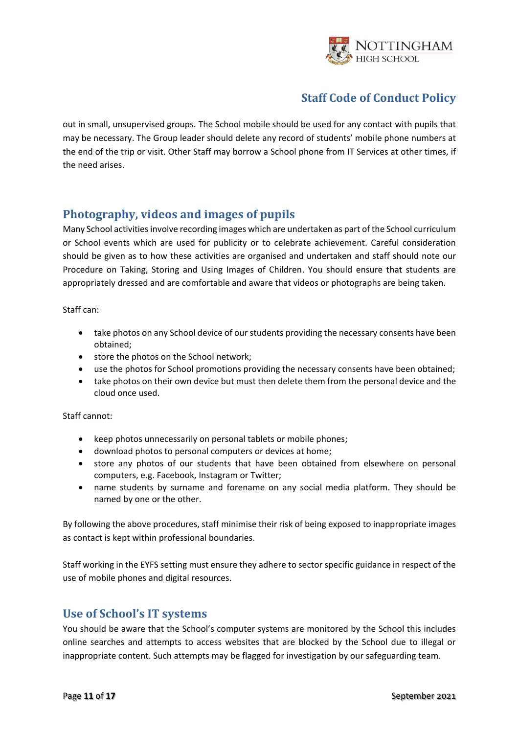out in small, unsupervised groups. The School mobile should be used for any contact with pupils that may be necessary. The Group leader should delete any record of students' mobile phone numbers at the end of the trip or visit. Other Staff may borrow a School phone from IT Services at other times, if the need arises.

## Photography, videos and images of pupils

Many School activities involve recording images which are undertaken as part of the School curriculum or School events which are used for publicity or to celebrate achievement. Careful consideration should be given as to how these activities are organised and undertaken and staff should note our Procedure on Taking, Storing and Using Images of Children. You should ensure that students are appropriately dressed and are comfortable and aware that videos or photographs are being taken.

Staff can:

- take photos on any School device of our students providing the necessary consents have been obtained;
- store the photos on the School network;
- use the photos for School promotions providing the necessary consents have been obtained;
- take photos on their own device but must then delete them from the personal device and the cloud once used.

Staff cannot:

- keep photos unnecessarily on personal tablets or mobile phones;
- download photos to personal computers or devices at home;
- store any photos of our students that have been obtained from elsewhere on personal computers, e.g. Facebook, Instagram or Twitter;
- name students by surname and forename on any social media platform. They should be named by one or the other.

By following the above procedures, staff minimise their risk of being exposed to inappropriate images as contact is kept within professional boundaries.

Staff working in the EYFS setting must ensure they adhere to sector specific guidance in respect of the use of mobile phones and digital resources.

## Use of School's IT systems

You should be aware that the School's computer systems are monitored by the School this includes online searches and attempts to access websites that are blocked by the School due to illegal or inappropriate content. Such attempts may be flagged for investigation by our safeguarding team.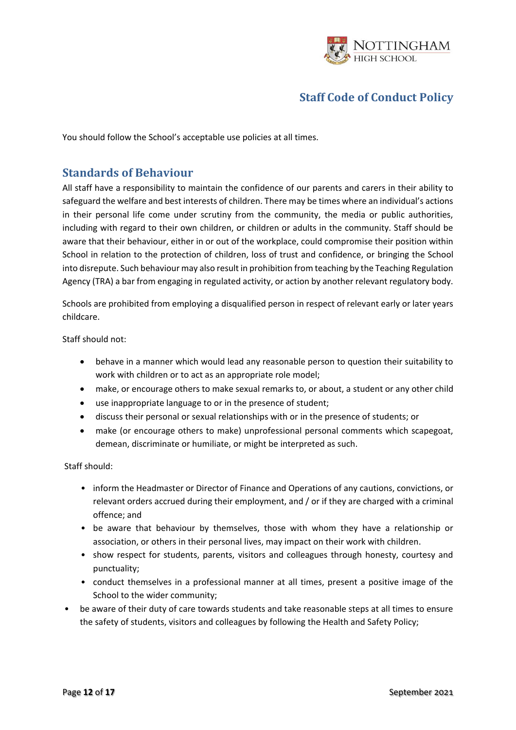You should follow the School's acceptable use policies at all times.

## Standards of Behaviour

All staff have a responsibility to maintain the confidence of our parents and carers in their ability to safeguard the welfare and best interests of children. There may be times where an individual's actions in their personal life come under scrutiny from the community, the media or public authorities, including with regard to their own children, or children or adults in the community. Staff should be aware that their behaviour, either in or out of the workplace, could compromise their position within School in relation to the protection of children, loss of trust and confidence, or bringing the School into disrepute. Such behaviour may also result in prohibition from teaching by the Teaching Regulation Agency (TRA) a bar from engaging in regulated activity, or action by another relevant regulatory body.

Schools are prohibited from employing a disqualified person in respect of relevant early or later years childcare.

Staff should not:

- behave in a manner which would lead any reasonable person to question their suitability to work with children or to act as an appropriate role model;
- make, or encourage others to make sexual remarks to, or about, a student or any other child
- use inappropriate language to or in the presence of student;
- discuss their personal or sexual relationships with or in the presence of students; or
- make (or encourage others to make) unprofessional personal comments which scapegoat, demean, discriminate or humiliate, or might be interpreted as such.

Staff should:

- inform the Headmaster or Director of Finance and Operations of any cautions, convictions, or relevant orders accrued during their employment, and / or if they are charged with a criminal offence; and
- be aware that behaviour by themselves, those with whom they have a relationship or association, or others in their personal lives, may impact on their work with children.
- show respect for students, parents, visitors and colleagues through honesty, courtesy and punctuality;
- conduct themselves in a professional manner at all times, present a positive image of the School to the wider community;
- be aware of their duty of care towards students and take reasonable steps at all times to ensure the safety of students, visitors and colleagues by following the Health and Safety Policy;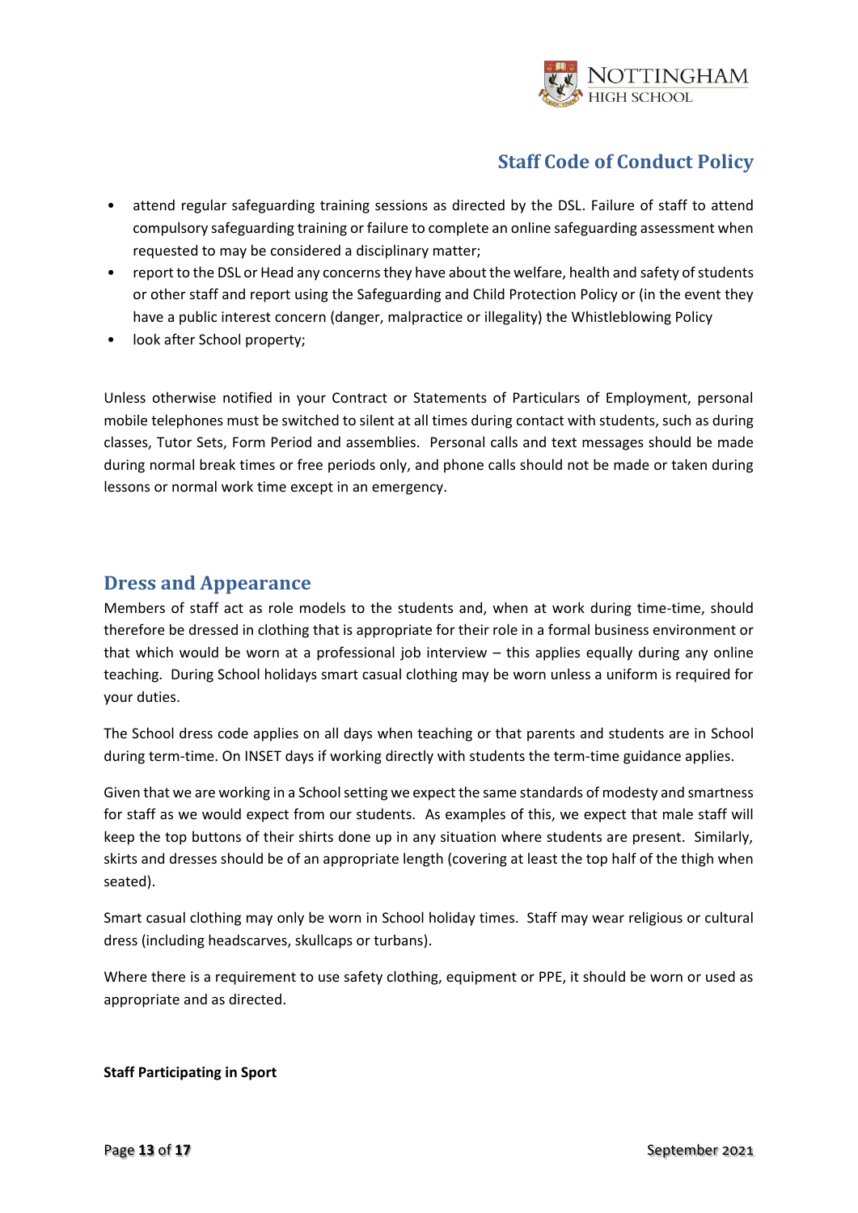- attend regular safeguarding training sessions as directed by the DSL. Failure of staff to attend compulsory safeguarding training or failure to complete an online safeguarding assessment when requested to may be considered a disciplinary matter;
- report to the DSL or Head any concerns they have about the welfare, health and safety of students or other staff and report using the Safeguarding and Child Protection Policy or (in the event they have a public interest concern (danger, malpractice or illegality) the Whistleblowing Policy
- look after School property;

Unless otherwise notified in your Contract or Statements of Particulars of Employment, personal mobile telephones must be switched to silent at all times during contact with students, such as during classes, Tutor Sets, Form Period and assemblies. Personal calls and text messages should be made during normal break times or free periods only, and phone calls should not be made or taken during lessons or normal work time except in an emergency.

## Dress and Appearance

Members of staff act as role models to the students and, when at work during time-time, should therefore be dressed in clothing that is appropriate for their role in a formal business environment or that which would be worn at a professional job interview – this applies equally during any online teaching. During School holidays smart casual clothing may be worn unless a uniform is required for your duties.

The School dress code applies on all days when teaching or that parents and students are in School during term-time. On INSET days if working directly with students the term-time guidance applies.

Given that we are working in a School setting we expect the same standards of modesty and smartness for staff as we would expect from our students. As examples of this, we expect that male staff will keep the top buttons of their shirts done up in any situation where students are present. Similarly, skirts and dresses should be of an appropriate length (covering at least the top half of the thigh when seated).

Smart casual clothing may only be worn in School holiday times. Staff may wear religious or cultural dress (including headscarves, skullcaps or turbans).

Where there is a requirement to use safety clothing, equipment or PPE, it should be worn or used as appropriate and as directed.

**Staff Participating in Sport**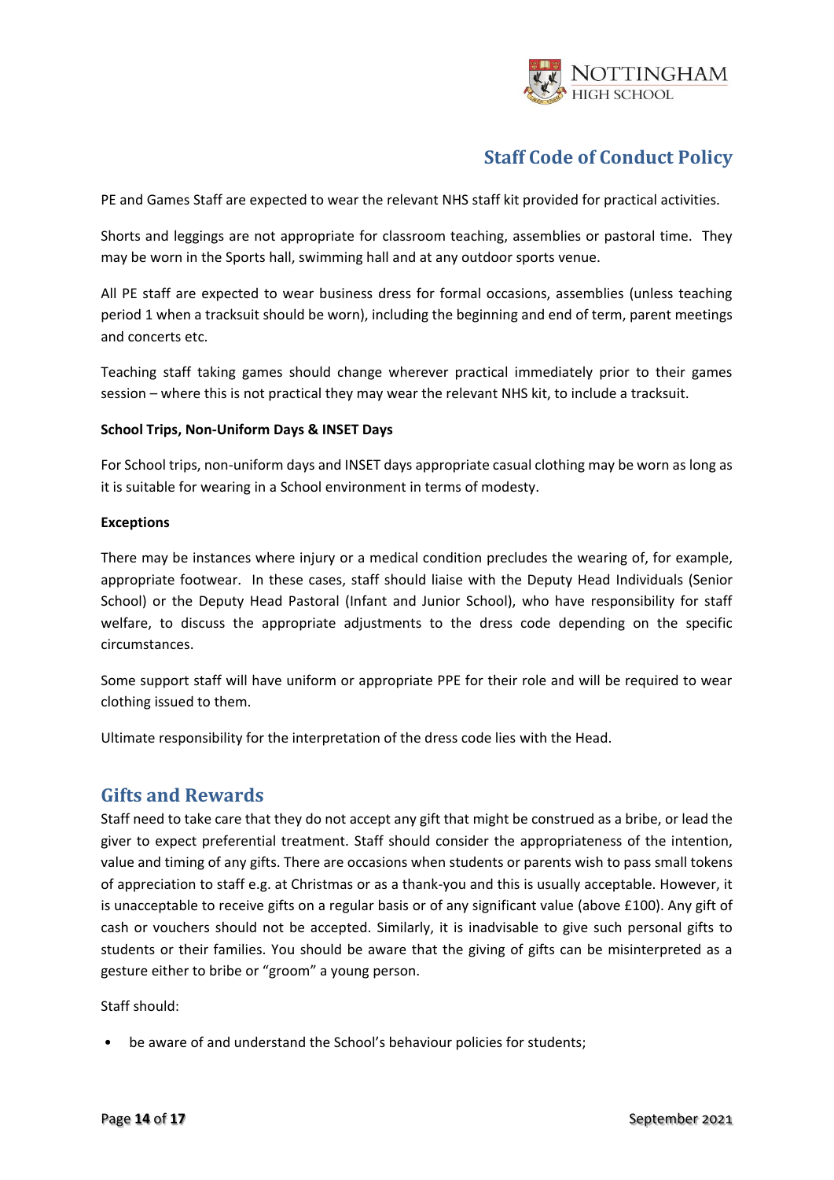PE and Games Staff are expected to wear the relevant NHS staff kit provided for practical activities.

Shorts and leggings are not appropriate for classroom teaching, assemblies or pastoral time. They may be worn in the Sports hall, swimming hall and at any outdoor sports venue.

All PE staff are expected to wear business dress for formal occasions, assemblies (unless teaching period 1 when a tracksuit should be worn), including the beginning and end of term, parent meetings and concerts etc.

Teaching staff taking games should change wherever practical immediately prior to their games session – where this is not practical they may wear the relevant NHS kit, to include a tracksuit.

**School Trips, Non-Uniform Days & INSET Days**

For School trips, non-uniform days and INSET days appropriate casual clothing may be worn as long as it is suitable for wearing in a School environment in terms of modesty.

**Exceptions**

There may be instances where injury or a medical condition precludes the wearing of, for example, appropriate footwear. In these cases, staff should liaise with the Deputy Head Individuals (Senior School) or the Deputy Head Pastoral (Infant and Junior School), who have responsibility for staff welfare, to discuss the appropriate adjustments to the dress code depending on the specific circumstances.

Some support staff will have uniform or appropriate PPE for their role and will be required to wear clothing issued to them.

Ultimate responsibility for the interpretation of the dress code lies with the Head.

## Gifts and Rewards

Staff need to take care that they do not accept any gift that might be construed as a bribe, or lead the giver to expect preferential treatment. Staff should consider the appropriateness of the intention, value and timing of any gifts. There are occasions when students or parents wish to pass small tokens of appreciation to staff e.g. at Christmas or as a thank-you and this is usually acceptable. However, it is unacceptable to receive gifts on a regular basis or of any significant value (above £100). Any gift of cash or vouchers should not be accepted. Similarly, it is inadvisable to give such personal gifts to students or their families. You should be aware that the giving of gifts can be misinterpreted as a gesture either to bribe or "groom" a young person.

Staff should:

- be aware of and understand the School's behaviour policies for students;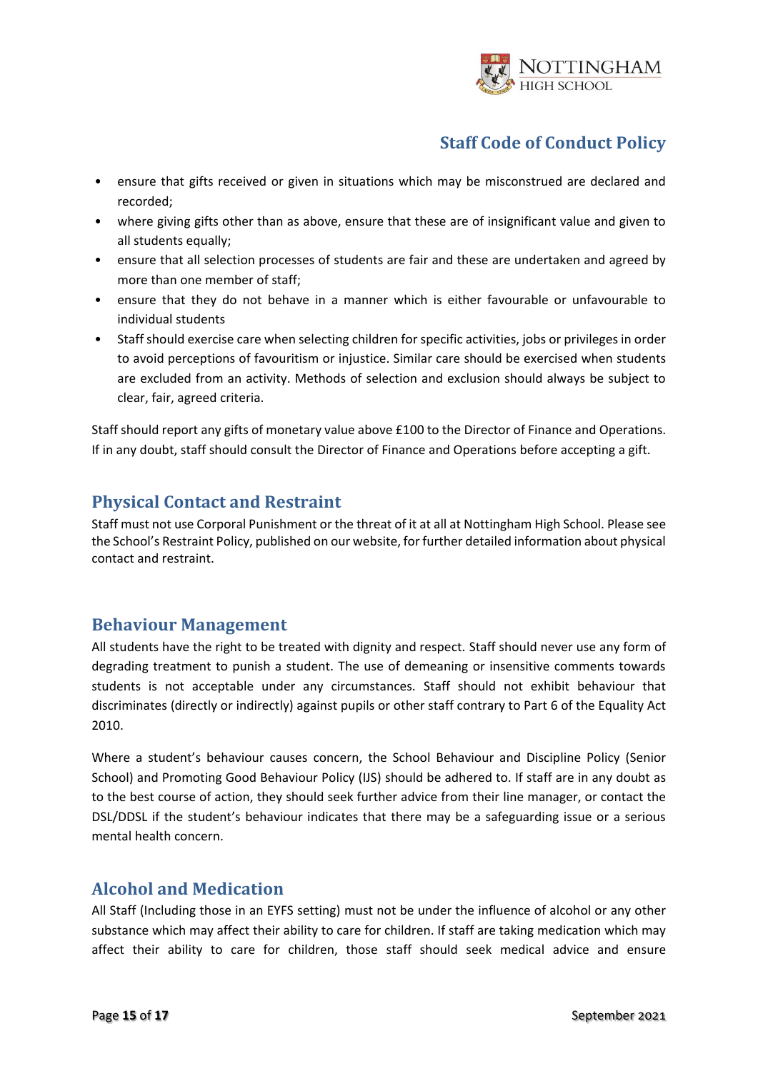- ensure that gifts received or given in situations which may be misconstrued are declared and recorded;
- where giving gifts other than as above, ensure that these are of insignificant value and given to all students equally;
- ensure that all selection processes of students are fair and these are undertaken and agreed by more than one member of staff;
- ensure that they do not behave in a manner which is either favourable or unfavourable to individual students
- Staff should exercise care when selecting children for specific activities, jobs or privileges in order to avoid perceptions of favouritism or injustice. Similar care should be exercised when students are excluded from an activity. Methods of selection and exclusion should always be subject to clear, fair, agreed criteria.

Staff should report any gifts of monetary value above £100 to the Director of Finance and Operations. If in any doubt, staff should consult the Director of Finance and Operations before accepting a gift.

## Physical Contact and Restraint

Staff must not use Corporal Punishment or the threat of it at all at Nottingham High School. Please see the School's Restraint Policy, published on our website, for further detailed information about physical contact and restraint.

## Behaviour Management

All students have the right to be treated with dignity and respect. Staff should never use any form of degrading treatment to punish a student. The use of demeaning or insensitive comments towards students is not acceptable under any circumstances. Staff should not exhibit behaviour that discriminates (directly or indirectly) against pupils or other staff contrary to Part 6 of the Equality Act 2010.

Where a student's behaviour causes concern, the School Behaviour and Discipline Policy (Senior School) and Promoting Good Behaviour Policy (IJS) should be adhered to. If staff are in any doubt as to the best course of action, they should seek further advice from their line manager, or contact the DSL/DDSL if the student's behaviour indicates that there may be a safeguarding issue or a serious mental health concern.

## Alcohol and Medication

All Staff (Including those in an EYFS setting) must not be under the influence of alcohol or any other substance which may affect their ability to care for children. If staff are taking medication which may affect their ability to care for children, those staff should seek medical advice and ensure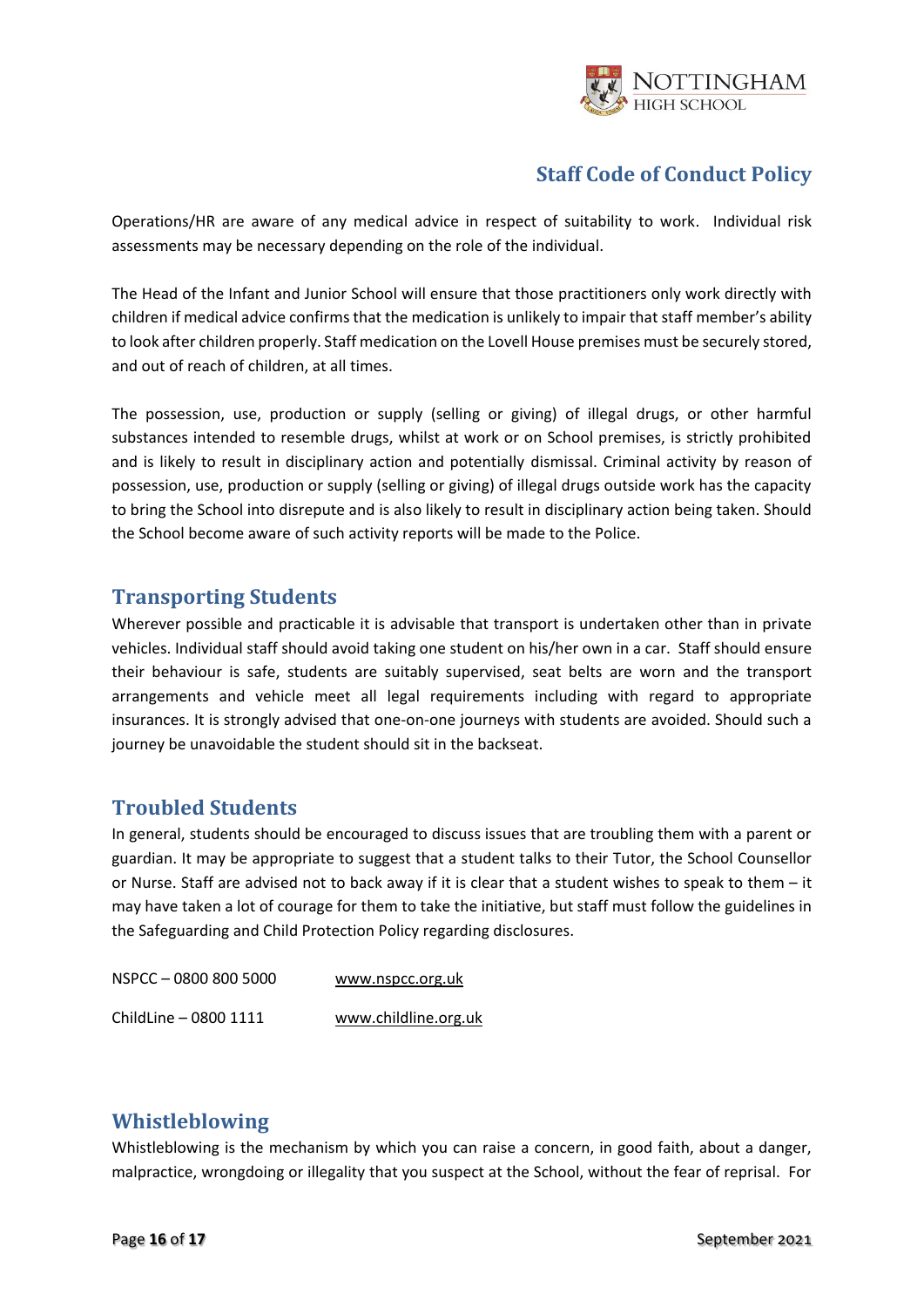Operations/HR are aware of any medical advice in respect of suitability to work. Individual risk assessments may be necessary depending on the role of the individual.

The Head of the Infant and Junior School will ensure that those practitioners only work directly with children if medical advice confirms that the medication is unlikely to impair that staff member's ability to look after children properly. Staff medication on the Lovell House premises must be securely stored, and out of reach of children, at all times.

The possession, use, production or supply (selling or giving) of illegal drugs, or other harmful substances intended to resemble drugs, whilst at work or on School premises, is strictly prohibited and is likely to result in disciplinary action and potentially dismissal. Criminal activity by reason of possession, use, production or supply (selling or giving) of illegal drugs outside work has the capacity to bring the School into disrepute and is also likely to result in disciplinary action being taken. Should the School become aware of such activity reports will be made to the Police.

## Transporting Students

Wherever possible and practicable it is advisable that transport is undertaken other than in private vehicles. Individual staff should avoid taking one student on his/her own in a car. Staff should ensure their behaviour is safe, students are suitably supervised, seat belts are worn and the transport arrangements and vehicle meet all legal requirements including with regard to appropriate insurances. It is strongly advised that one-on-one journeys with students are avoided. Should such a journey be unavoidable the student should sit in the backseat.

## Troubled Students

In general, students should be encouraged to discuss issues that are troubling them with a parent or guardian. It may be appropriate to suggest that a student talks to their Tutor, the School Counsellor or Nurse. Staff are advised not to back away if it is clear that a student wishes to speak to them – it may have taken a lot of courage for them to take the initiative, but staff must follow the guidelines in the Safeguarding and Child Protection Policy regarding disclosures.

NSPCC – 0800 800 5000 www.nspcc.org.uk

ChildLine – 0800 1111 www.childline.org.uk

## Whistleblowing

Whistleblowing is the mechanism by which you can raise a concern, in good faith, about a danger, malpractice, wrongdoing or illegality that you suspect at the School, without the fear of reprisal. For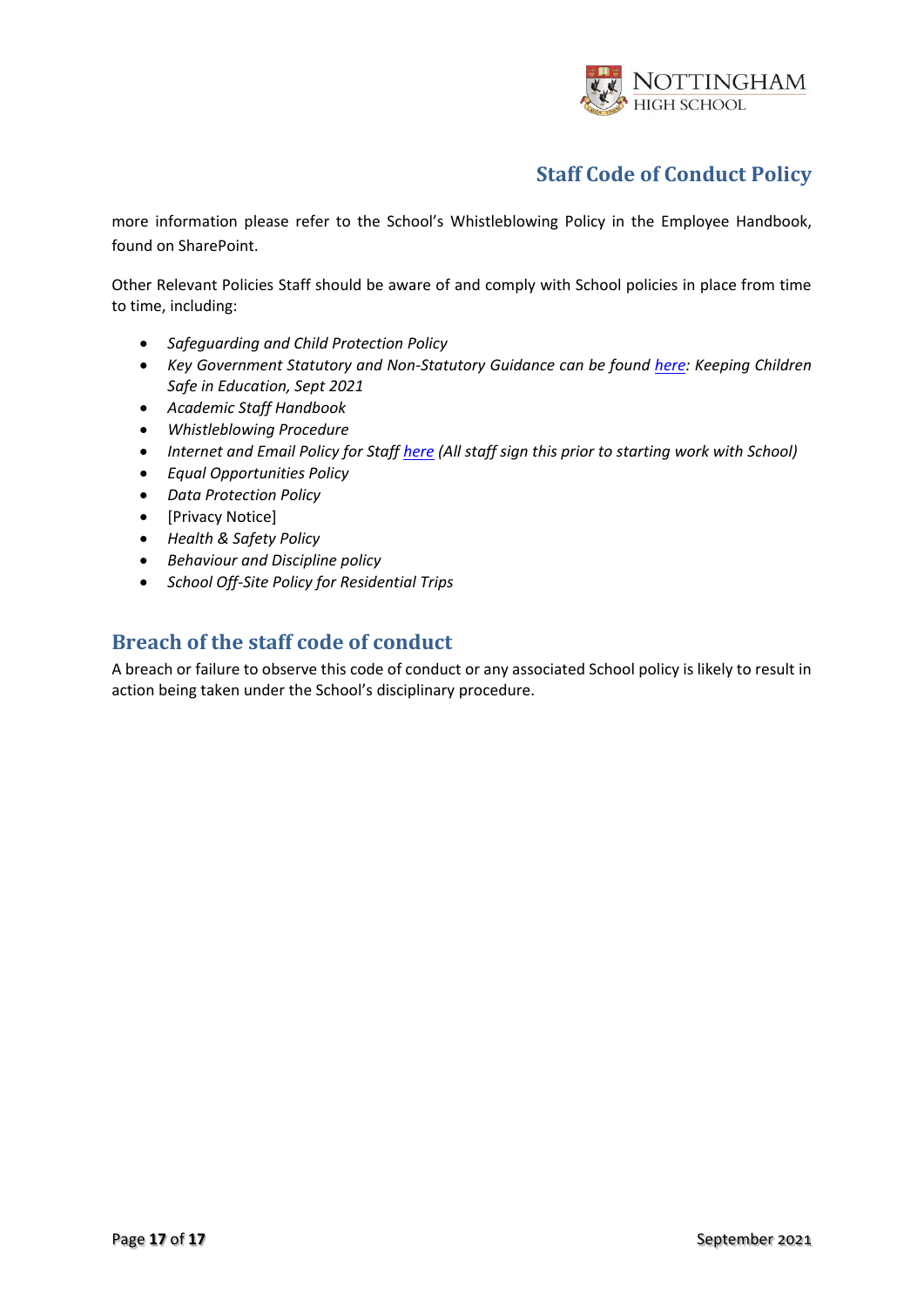more information please refer to the School's Whistleblowing Policy in the Employee Handbook, found on SharePoint.

Other Relevant Policies Staff should be aware of and comply with School policies in place from time to time, including:

- *Safeguarding and Child Protection Policy*
- *Key Government Statutory and Non-Statutory Guidance can be found here: Keeping Children Safe in Education, Sept 2021*
- *Academic Staff Handbook*
- *Whistleblowing Procedure*
- *Internet and Email Policy for Staff here (All staff sign this prior to starting work with School)*
- *Equal Opportunities Policy*
- *Data Protection Policy*
- [Privacy Notice]
- *Health & Safety Policy*
- *Behaviour and Discipline policy*
- *School Off-Site Policy for Residential Trips*

## Breach of the staff code of conduct

A breach or failure to observe this code of conduct or any associated School policy is likely to result in action being taken under the School's disciplinary procedure.